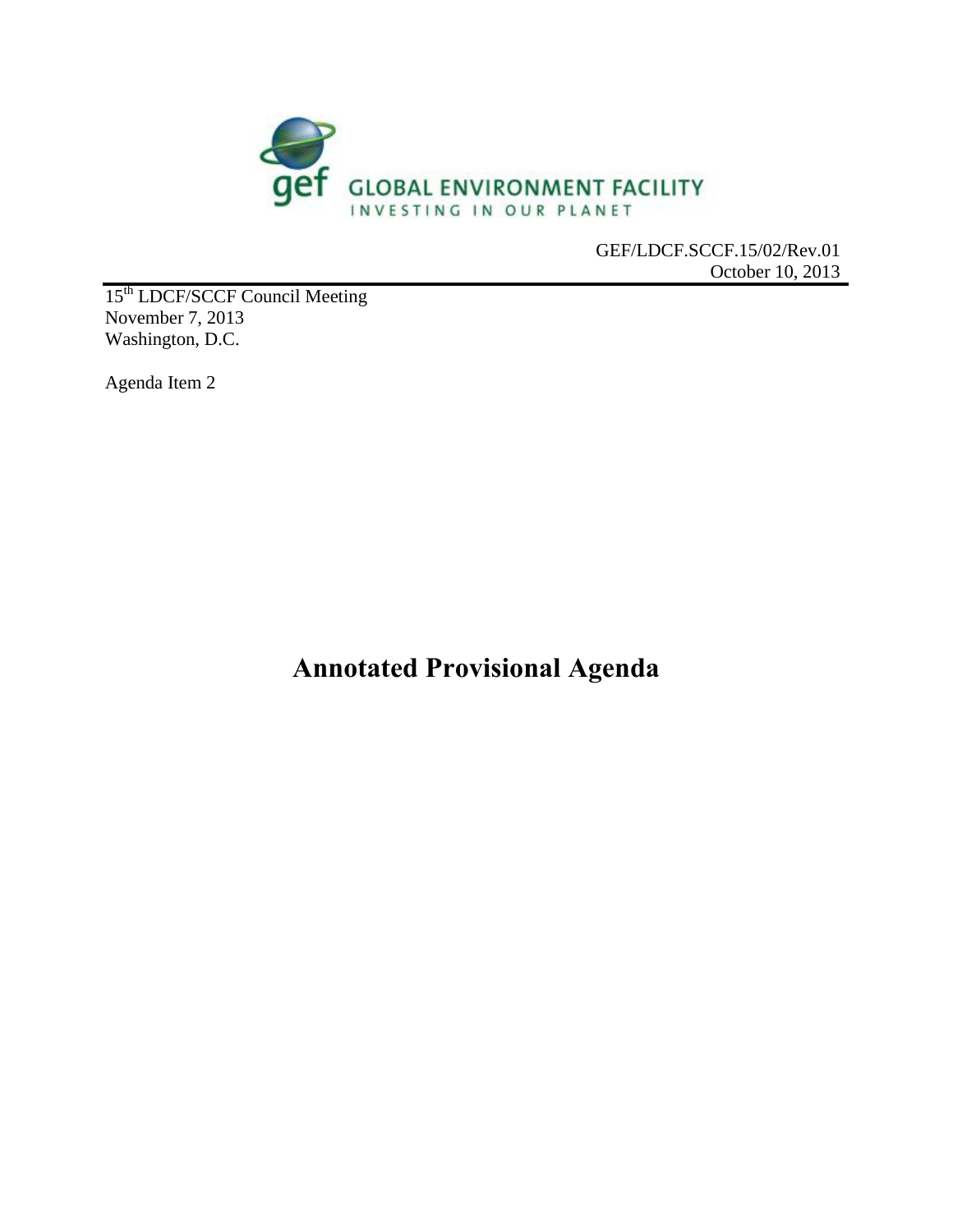GLOBAL ENVIRONMENT FACILITY
INVESTING IN OUR PLANET

GEF/LDCF.SCCF.15/02/Rev.01
October 10, 2013

15th LDCF/SCCF Council Meeting
November 7, 2013
Washington, D.C.

Agenda Item 2

# Annotated Provisional Agenda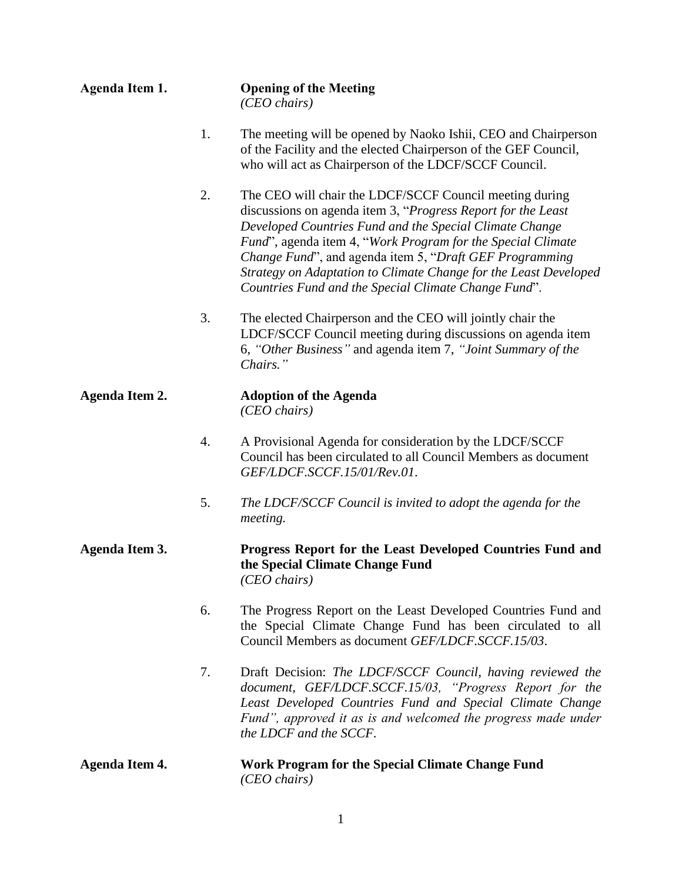**Agenda Item 1.** **Opening of the Meeting**
*(CEO chairs)*

1. The meeting will be opened by Naoko Ishii, CEO and Chairperson of the Facility and the elected Chairperson of the GEF Council, who will act as Chairperson of the LDCF/SCCF Council.

2. The CEO will chair the LDCF/SCCF Council meeting during discussions on agenda item 3, "*Progress Report for the Least Developed Countries Fund and the Special Climate Change Fund*", agenda item 4, "*Work Program for the Special Climate Change Fund*", and agenda item 5, "*Draft GEF Programming Strategy on Adaptation to Climate Change for the Least Developed Countries Fund and the Special Climate Change Fund*".

3. The elected Chairperson and the CEO will jointly chair the LDCF/SCCF Council meeting during discussions on agenda item 6, *"Other Business"* and agenda item 7, *"Joint Summary of the Chairs."*

**Agenda Item 2.** **Adoption of the Agenda**
*(CEO chairs)*

4. A Provisional Agenda for consideration by the LDCF/SCCF Council has been circulated to all Council Members as document *GEF/LDCF.SCCF.15/01/Rev.01.*

5. *The LDCF/SCCF Council is invited to adopt the agenda for the meeting.*

**Agenda Item 3.** **Progress Report for the Least Developed Countries Fund and the Special Climate Change Fund**
*(CEO chairs)*

6. The Progress Report on the Least Developed Countries Fund and the Special Climate Change Fund has been circulated to all Council Members as document *GEF/LDCF.SCCF.15/03*.

7. Draft Decision: *The LDCF/SCCF Council, having reviewed the document, GEF/LDCF.SCCF.15/03, "Progress Report for the Least Developed Countries Fund and Special Climate Change Fund", approved it as is and welcomed the progress made under the LDCF and the SCCF.*

**Agenda Item 4.** **Work Program for the Special Climate Change Fund**
*(CEO chairs)*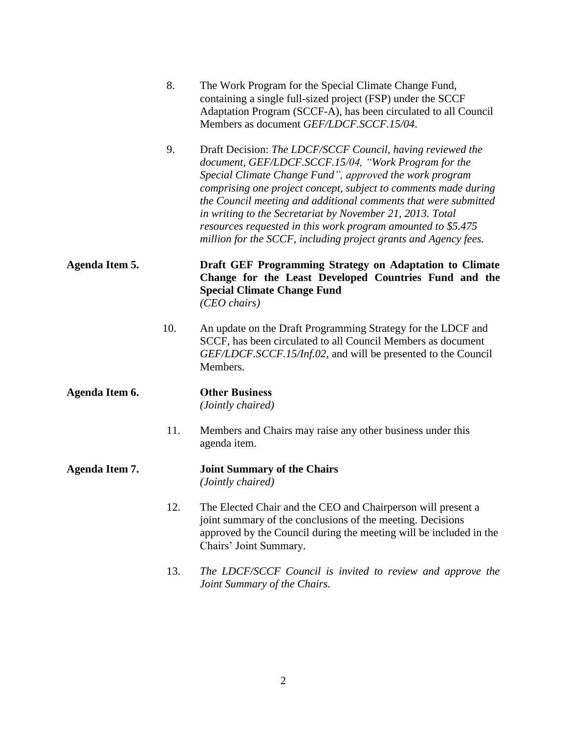8. The Work Program for the Special Climate Change Fund, containing a single full-sized project (FSP) under the SCCF Adaptation Program (SCCF-A), has been circulated to all Council Members as document *GEF/LDCF.SCCF.15/04*.

9. Draft Decision: *The LDCF/SCCF Council, having reviewed the document, GEF/LDCF.SCCF.15/04, "Work Program for the Special Climate Change Fund", approved the work program comprising one project concept, subject to comments made during the Council meeting and additional comments that were submitted in writing to the Secretariat by November 21, 2013. Total resources requested in this work program amounted to $5.475 million for the SCCF, including project grants and Agency fees.*

**Agenda Item 5. Draft GEF Programming Strategy on Adaptation to Climate Change for the Least Developed Countries Fund and the Special Climate Change Fund**
*(CEO chairs)*

10. An update on the Draft Programming Strategy for the LDCF and SCCF, has been circulated to all Council Members as document *GEF/LDCF.SCCF.15/Inf.02*, and will be presented to the Council Members.

**Agenda Item 6. Other Business**
*(Jointly chaired)*

11. Members and Chairs may raise any other business under this agenda item.

**Agenda Item 7. Joint Summary of the Chairs**
*(Jointly chaired)*

12. The Elected Chair and the CEO and Chairperson will present a joint summary of the conclusions of the meeting. Decisions approved by the Council during the meeting will be included in the Chairs' Joint Summary.

13. *The LDCF/SCCF Council is invited to review and approve the Joint Summary of the Chairs.*